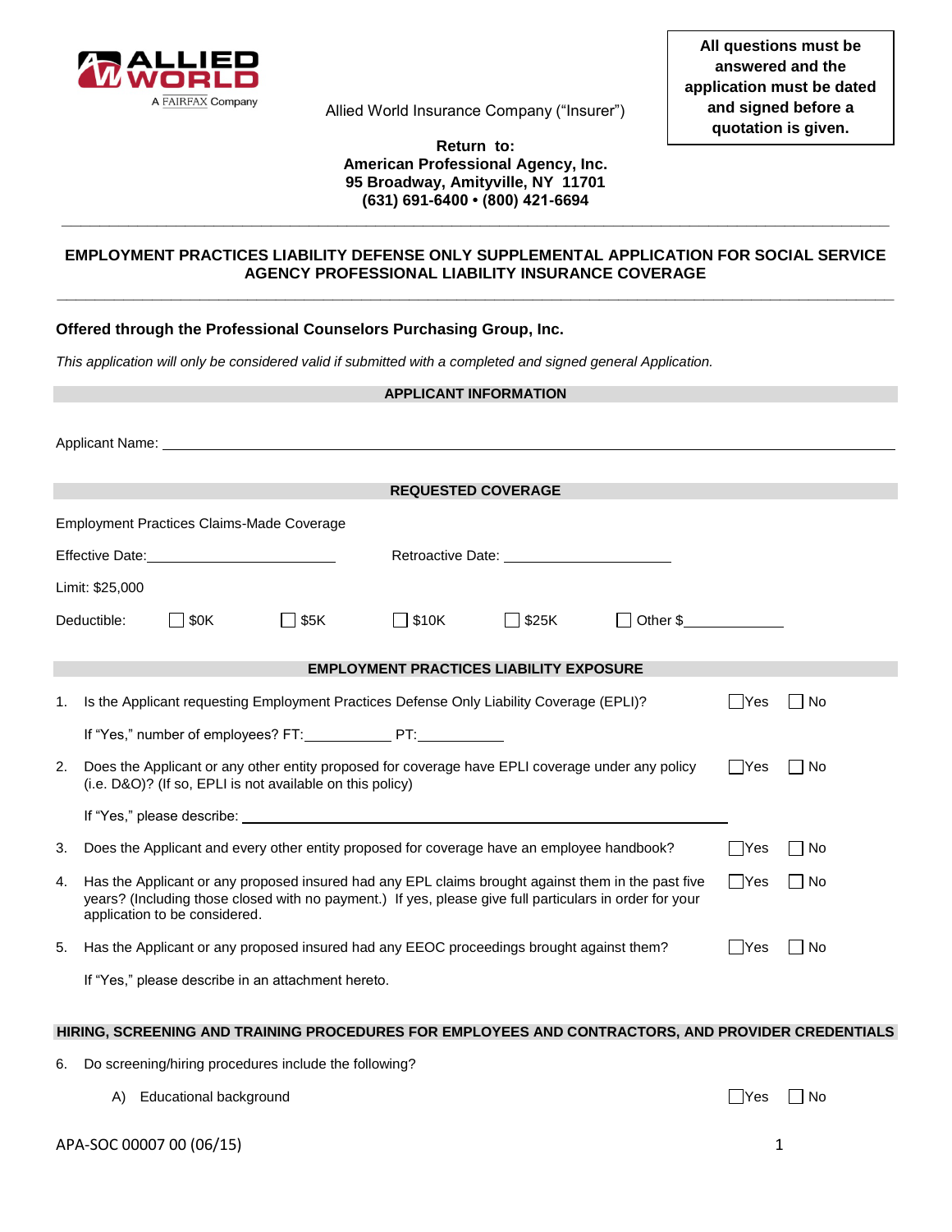ALLIED WORLD
A FAIRFAX Company

Allied World Insurance Company ("Insurer")

**All questions must be answered and the application must be dated and signed before a quotation is given.**

**Return to:**
**American Professional Agency, Inc.**
**95 Broadway, Amityville, NY 11701**
**(631) 691-6400 • (800) 421-6694**

---

## EMPLOYMENT PRACTICES LIABILITY DEFENSE ONLY SUPPLEMENTAL APPLICATION FOR SOCIAL SERVICE AGENCY PROFESSIONAL LIABILITY INSURANCE COVERAGE

---

**Offered through the Professional Counselors Purchasing Group, Inc.**

*This application will only be considered valid if submitted with a completed and signed general Application.*

### APPLICANT INFORMATION

Applicant Name: ______________________________________________

### REQUESTED COVERAGE

Employment Practices Claims-Made Coverage

Effective Date: ____________________ Retroactive Date: ____________________

Limit: $25,000

Deductible: ☐ $0K ☐ $5K ☐ $10K ☐ $25K ☐ Other $__________

### EMPLOYMENT PRACTICES LIABILITY EXPOSURE

1. Is the Applicant requesting Employment Practices Defense Only Liability Coverage (EPLI)? ☐ Yes ☐ No

   If "Yes," number of employees? FT: __________ PT: __________

2. Does the Applicant or any other entity proposed for coverage have EPLI coverage under any policy (i.e. D&O)? (If so, EPLI is not available on this policy) ☐ Yes ☐ No

   If "Yes," please describe: ______________________________________________

3. Does the Applicant and every other entity proposed for coverage have an employee handbook? ☐ Yes ☐ No

4. Has the Applicant or any proposed insured had any EPL claims brought against them in the past five years? (Including those closed with no payment.) If yes, please give full particulars in order for your application to be considered. ☐ Yes ☐ No

5. Has the Applicant or any proposed insured had any EEOC proceedings brought against them? ☐ Yes ☐ No

   If "Yes," please describe in an attachment hereto.

### HIRING, SCREENING AND TRAINING PROCEDURES FOR EMPLOYEES AND CONTRACTORS, AND PROVIDER CREDENTIALS

6. Do screening/hiring procedures include the following?

   A) Educational background ☐ Yes ☐ No

APA-SOC 00007 00 (06/15)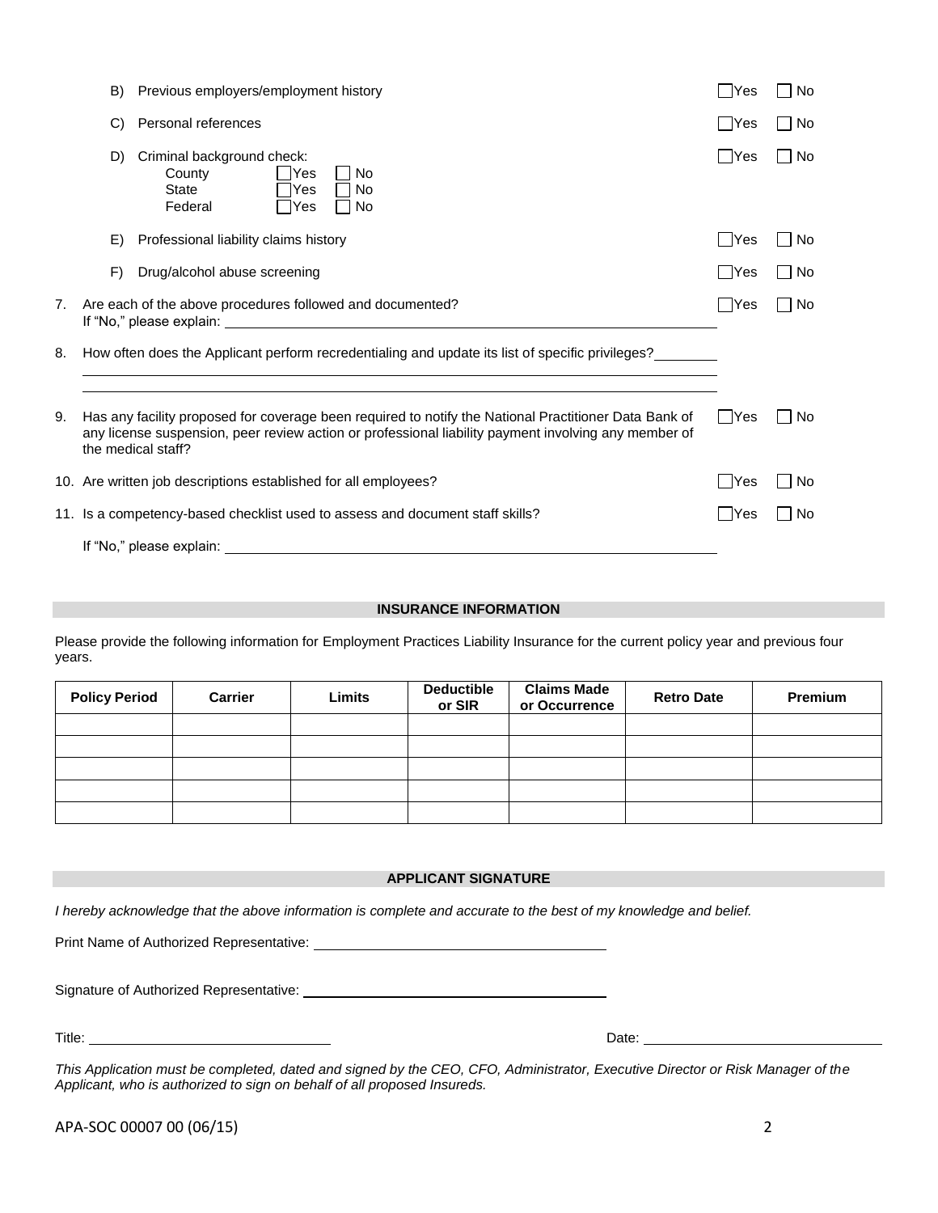B) Previous employers/employment history ☐ Yes ☐ No

C) Personal references ☐ Yes ☐ No

D) Criminal background check: ☐ Yes ☐ No
   - County ☐ Yes ☐ No
   - State ☐ Yes ☐ No
   - Federal ☐ Yes ☐ No

E) Professional liability claims history ☐ Yes ☐ No

F) Drug/alcohol abuse screening ☐ Yes ☐ No

7. Are each of the above procedures followed and documented? ☐ Yes ☐ No
   If "No," please explain: ____________________

8. How often does the Applicant perform recredentialing and update its list of specific privileges? ____________________

9. Has any facility proposed for coverage been required to notify the National Practitioner Data Bank of any license suspension, peer review action or professional liability payment involving any member of the medical staff? ☐ Yes ☐ No

10. Are written job descriptions established for all employees? ☐ Yes ☐ No

11. Is a competency-based checklist used to assess and document staff skills? ☐ Yes ☐ No

    If "No," please explain: ____________________

## INSURANCE INFORMATION

Please provide the following information for Employment Practices Liability Insurance for the current policy year and previous four years.

| Policy Period | Carrier | Limits | Deductible or SIR | Claims Made or Occurrence | Retro Date | Premium |
|---|---|---|---|---|---|---|
| | | | | | | |
| | | | | | | |
| | | | | | | |
| | | | | | | |
| | | | | | | |

## APPLICANT SIGNATURE

*I hereby acknowledge that the above information is complete and accurate to the best of my knowledge and belief.*

Print Name of Authorized Representative: ____________________

Signature of Authorized Representative: ____________________

Title: ____________________ Date: ____________________

*This Application must be completed, dated and signed by the CEO, CFO, Administrator, Executive Director or Risk Manager of the Applicant, who is authorized to sign on behalf of all proposed Insureds.*

APA-SOC 00007 00 (06/15)